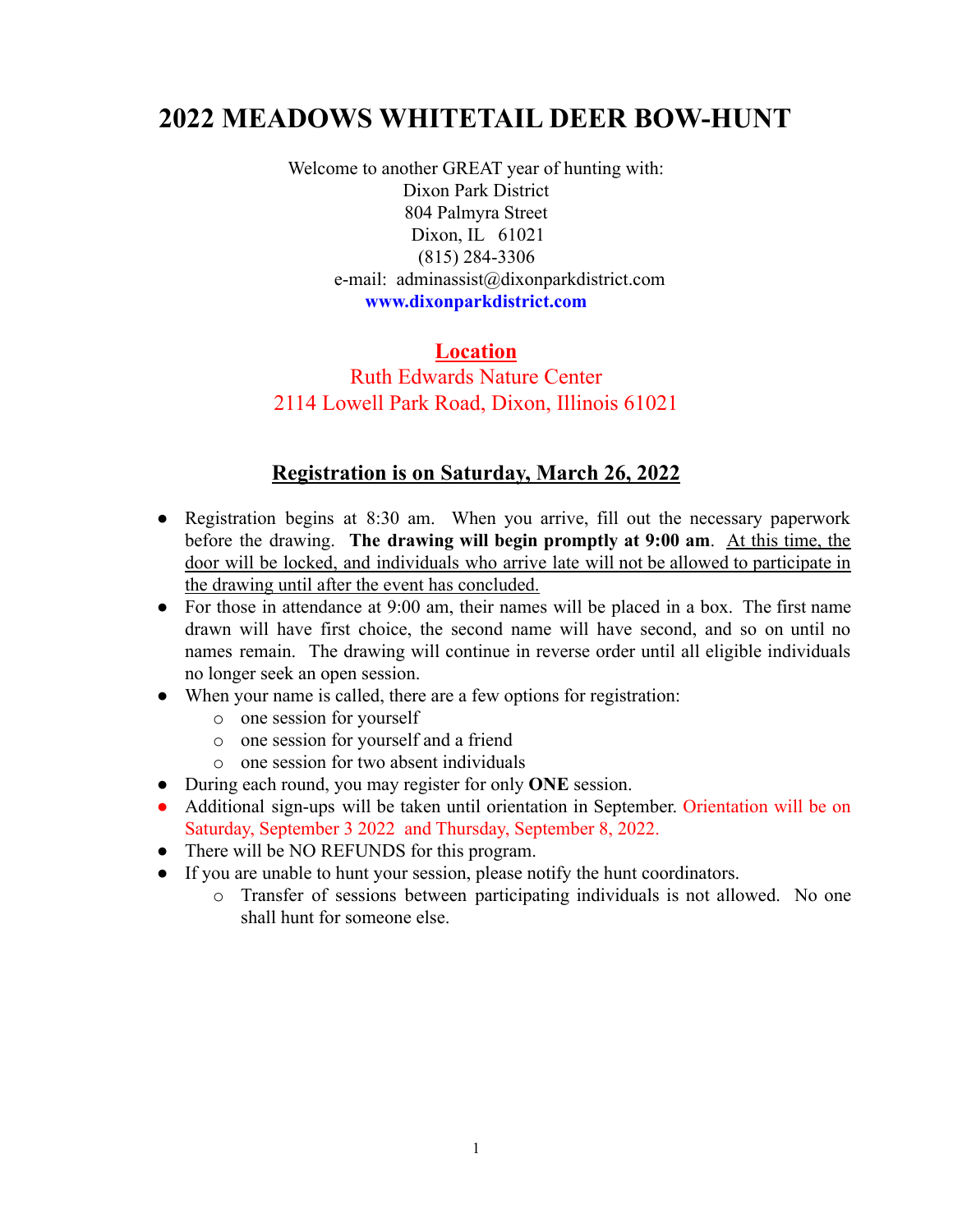# 2022 MEADOWS WHITETAIL DEER BOW-HUNT

Welcome to another GREAT year of hunting with:
Dixon Park District
804 Palmyra Street
Dixon, IL 61021
(815) 284-3306
e-mail: adminassist@dixonparkdistrict.com
**www.dixonparkdistrict.com**

## Location

Ruth Edwards Nature Center
2114 Lowell Park Road, Dixon, Illinois 61021

## Registration is on Saturday, March 26, 2022

- Registration begins at 8:30 am. When you arrive, fill out the necessary paperwork before the drawing. **The drawing will begin promptly at 9:00 am**. At this time, the door will be locked, and individuals who arrive late will not be allowed to participate in the drawing until after the event has concluded.
- For those in attendance at 9:00 am, their names will be placed in a box. The first name drawn will have first choice, the second name will have second, and so on until no names remain. The drawing will continue in reverse order until all eligible individuals no longer seek an open session.
- When your name is called, there are a few options for registration:
  - one session for yourself
  - one session for yourself and a friend
  - one session for two absent individuals
- During each round, you may register for only **ONE** session.
- Additional sign-ups will be taken until orientation in September. Orientation will be on Saturday, September 3 2022 and Thursday, September 8, 2022.
- There will be NO REFUNDS for this program.
- If you are unable to hunt your session, please notify the hunt coordinators.
  - Transfer of sessions between participating individuals is not allowed. No one shall hunt for someone else.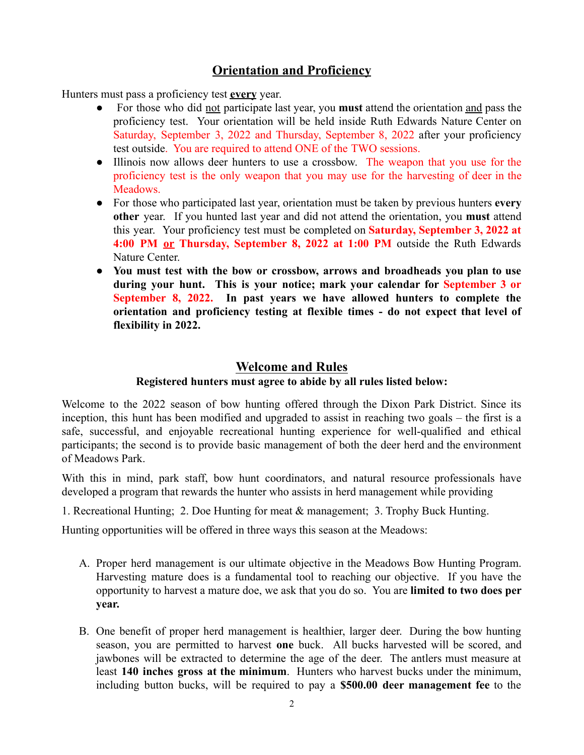## Orientation and Proficiency

Hunters must pass a proficiency test **every** year.

- For those who did not participate last year, you **must** attend the orientation and pass the proficiency test. Your orientation will be held inside Ruth Edwards Nature Center on Saturday, September 3, 2022 and Thursday, September 8, 2022 after your proficiency test outside. You are required to attend ONE of the TWO sessions.
- Illinois now allows deer hunters to use a crossbow. The weapon that you use for the proficiency test is the only weapon that you may use for the harvesting of deer in the Meadows.
- For those who participated last year, orientation must be taken by previous hunters **every other** year. If you hunted last year and did not attend the orientation, you **must** attend this year. Your proficiency test must be completed on **Saturday, September 3, 2022 at 4:00 PM or Thursday, September 8, 2022 at 1:00 PM** outside the Ruth Edwards Nature Center.
- **You must test with the bow or crossbow, arrows and broadheads you plan to use during your hunt. This is your notice; mark your calendar for September 3 or September 8, 2022. In past years we have allowed hunters to complete the orientation and proficiency testing at flexible times - do not expect that level of flexibility in 2022.**

## Welcome and Rules

**Registered hunters must agree to abide by all rules listed below:**

Welcome to the 2022 season of bow hunting offered through the Dixon Park District. Since its inception, this hunt has been modified and upgraded to assist in reaching two goals – the first is a safe, successful, and enjoyable recreational hunting experience for well-qualified and ethical participants; the second is to provide basic management of both the deer herd and the environment of Meadows Park.

With this in mind, park staff, bow hunt coordinators, and natural resource professionals have developed a program that rewards the hunter who assists in herd management while providing

1. Recreational Hunting; 2. Doe Hunting for meat & management; 3. Trophy Buck Hunting.

Hunting opportunities will be offered in three ways this season at the Meadows:

A. Proper herd management is our ultimate objective in the Meadows Bow Hunting Program. Harvesting mature does is a fundamental tool to reaching our objective. If you have the opportunity to harvest a mature doe, we ask that you do so. You are **limited to two does per year.**

B. One benefit of proper herd management is healthier, larger deer. During the bow hunting season, you are permitted to harvest **one** buck. All bucks harvested will be scored, and jawbones will be extracted to determine the age of the deer. The antlers must measure at least **140 inches gross at the minimum**. Hunters who harvest bucks under the minimum, including button bucks, will be required to pay a **$500.00 deer management fee** to the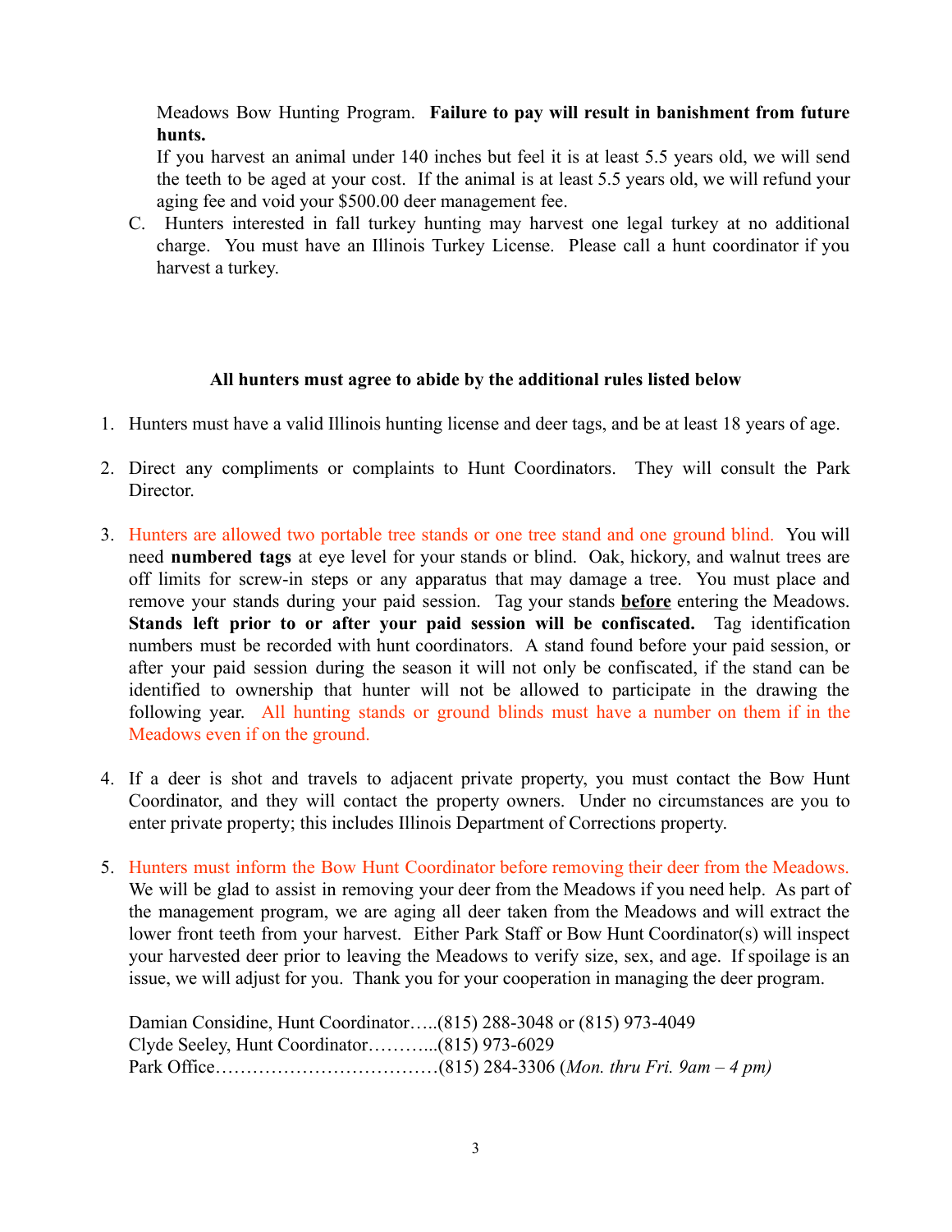Meadows Bow Hunting Program. **Failure to pay will result in banishment from future hunts.**

If you harvest an animal under 140 inches but feel it is at least 5.5 years old, we will send the teeth to be aged at your cost. If the animal is at least 5.5 years old, we will refund your aging fee and void your $500.00 deer management fee.

C. Hunters interested in fall turkey hunting may harvest one legal turkey at no additional charge. You must have an Illinois Turkey License. Please call a hunt coordinator if you harvest a turkey.

**All hunters must agree to abide by the additional rules listed below**

1. Hunters must have a valid Illinois hunting license and deer tags, and be at least 18 years of age.

2. Direct any compliments or complaints to Hunt Coordinators. They will consult the Park Director.

3. Hunters are allowed two portable tree stands or one tree stand and one ground blind. You will need **numbered tags** at eye level for your stands or blind. Oak, hickory, and walnut trees are off limits for screw-in steps or any apparatus that may damage a tree. You must place and remove your stands during your paid session. Tag your stands **before** entering the Meadows. **Stands left prior to or after your paid session will be confiscated.** Tag identification numbers must be recorded with hunt coordinators. A stand found before your paid session, or after your paid session during the season it will not only be confiscated, if the stand can be identified to ownership that hunter will not be allowed to participate in the drawing the following year. All hunting stands or ground blinds must have a number on them if in the Meadows even if on the ground.

4. If a deer is shot and travels to adjacent private property, you must contact the Bow Hunt Coordinator, and they will contact the property owners. Under no circumstances are you to enter private property; this includes Illinois Department of Corrections property.

5. Hunters must inform the Bow Hunt Coordinator before removing their deer from the Meadows. We will be glad to assist in removing your deer from the Meadows if you need help. As part of the management program, we are aging all deer taken from the Meadows and will extract the lower front teeth from your harvest. Either Park Staff or Bow Hunt Coordinator(s) will inspect your harvested deer prior to leaving the Meadows to verify size, sex, and age. If spoilage is an issue, we will adjust for you. Thank you for your cooperation in managing the deer program.

Damian Considine, Hunt Coordinator…..(815) 288-3048 or (815) 973-4049
Clyde Seeley, Hunt Coordinator………...(815) 973-6029
Park Office………………………………(815) 284-3306 (*Mon. thru Fri. 9am – 4 pm)*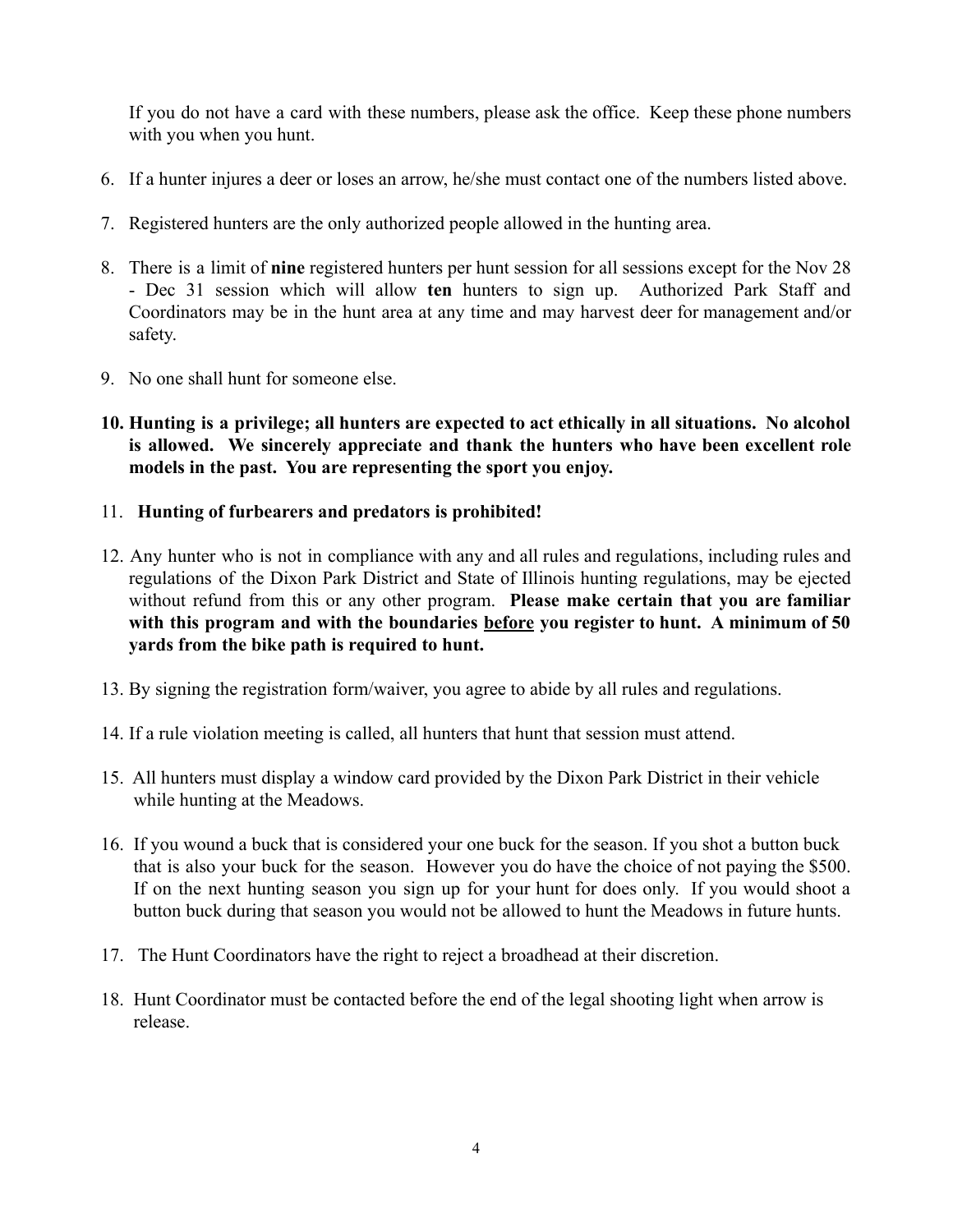If you do not have a card with these numbers, please ask the office. Keep these phone numbers with you when you hunt.

6. If a hunter injures a deer or loses an arrow, he/she must contact one of the numbers listed above.

7. Registered hunters are the only authorized people allowed in the hunting area.

8. There is a limit of **nine** registered hunters per hunt session for all sessions except for the Nov 28 - Dec 31 session which will allow **ten** hunters to sign up. Authorized Park Staff and Coordinators may be in the hunt area at any time and may harvest deer for management and/or safety.

9. No one shall hunt for someone else.

10. **Hunting is a privilege; all hunters are expected to act ethically in all situations. No alcohol is allowed. We sincerely appreciate and thank the hunters who have been excellent role models in the past. You are representing the sport you enjoy.**

11. **Hunting of furbearers and predators is prohibited!**

12. Any hunter who is not in compliance with any and all rules and regulations, including rules and regulations of the Dixon Park District and State of Illinois hunting regulations, may be ejected without refund from this or any other program. **Please make certain that you are familiar with this program and with the boundaries <u>before</u> you register to hunt. A minimum of 50 yards from the bike path is required to hunt.**

13. By signing the registration form/waiver, you agree to abide by all rules and regulations.

14. If a rule violation meeting is called, all hunters that hunt that session must attend.

15. All hunters must display a window card provided by the Dixon Park District in their vehicle while hunting at the Meadows.

16. If you wound a buck that is considered your one buck for the season. If you shot a button buck that is also your buck for the season. However you do have the choice of not paying the $500. If on the next hunting season you sign up for your hunt for does only. If you would shoot a button buck during that season you would not be allowed to hunt the Meadows in future hunts.

17. The Hunt Coordinators have the right to reject a broadhead at their discretion.

18. Hunt Coordinator must be contacted before the end of the legal shooting light when arrow is release.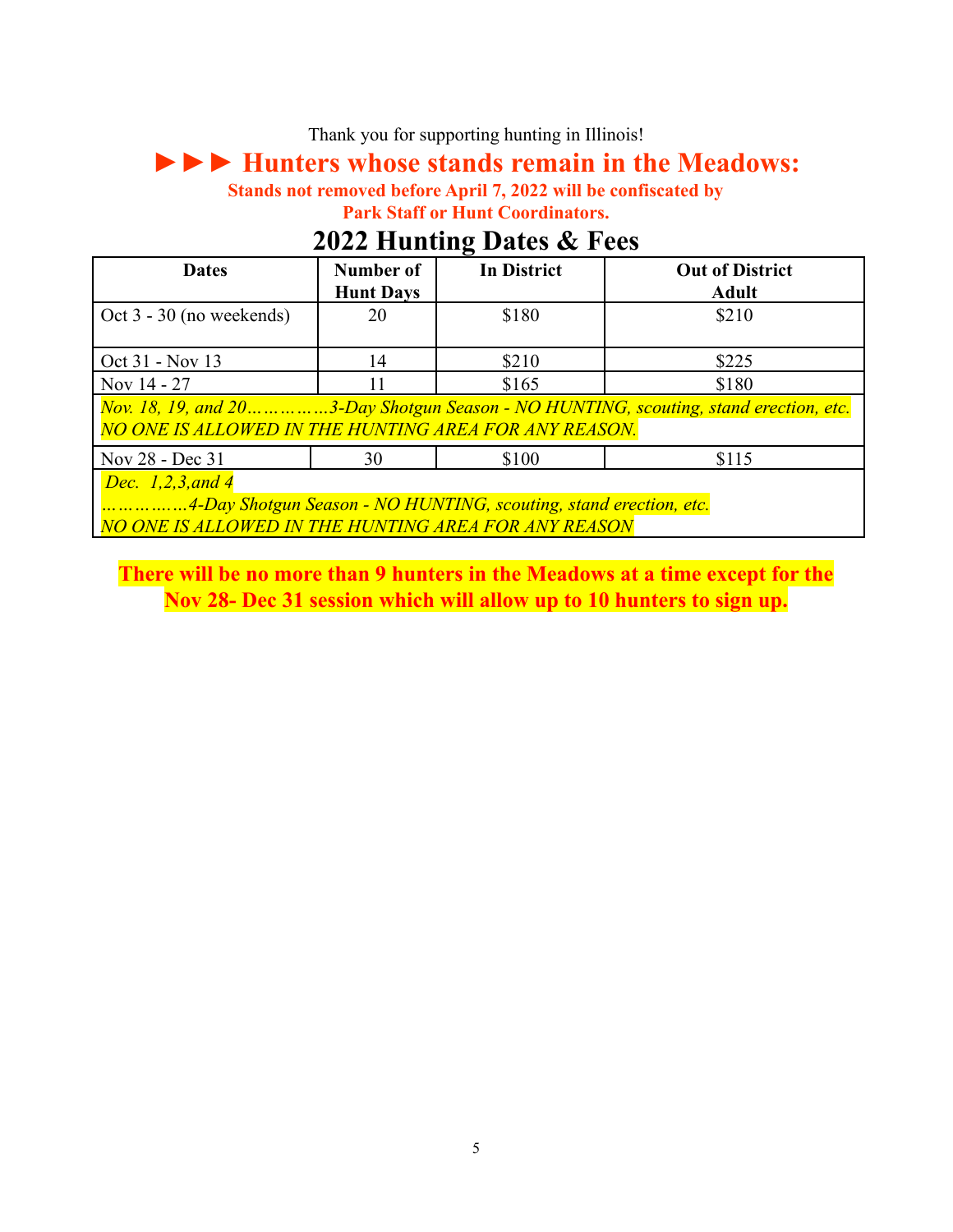Thank you for supporting hunting in Illinois!

## ►►► Hunters whose stands remain in the Meadows:

**Stands not removed before April 7, 2022 will be confiscated by Park Staff or Hunt Coordinators.**

## 2022 Hunting Dates & Fees

| Dates | Number of Hunt Days | In District | Out of District Adult |
|---|---|---|---|
| Oct 3 - 30 (no weekends) | 20 | $180 | $210 |
| Oct 31 - Nov 13 | 14 | $210 | $225 |
| Nov 14 - 27 | 11 | $165 | $180 |
| *Nov. 18, 19, and 20……………3-Day Shotgun Season - NO HUNTING, scouting, stand erection, etc. NO ONE IS ALLOWED IN THE HUNTING AREA FOR ANY REASON.* | | | |
| Nov 28 - Dec 31 | 30 | $100 | $115 |
| *Dec. 1,2,3,and 4 ……………4-Day Shotgun Season - NO HUNTING, scouting, stand erection, etc. NO ONE IS ALLOWED IN THE HUNTING AREA FOR ANY REASON* | | | |

**There will be no more than 9 hunters in the Meadows at a time except for the Nov 28- Dec 31 session which will allow up to 10 hunters to sign up.**